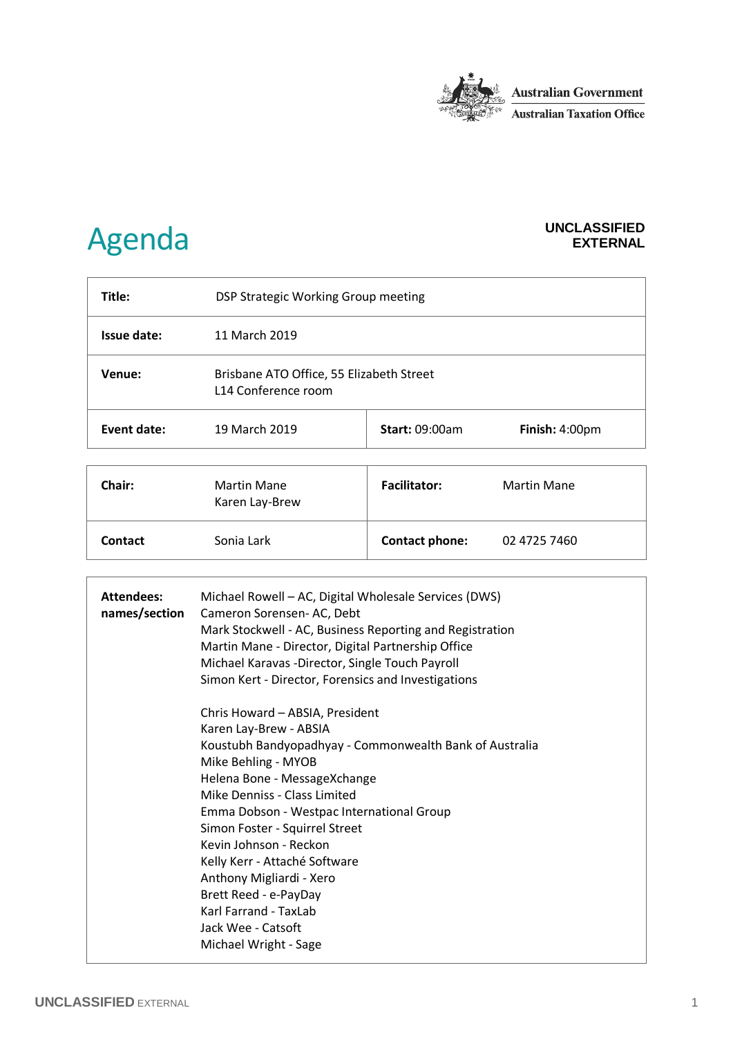Australian Government
Australian Taxation Office

# Agenda

**UNCLASSIFIED**
**EXTERNAL**

| **Title:** | DSP Strategic Working Group meeting | | |
|---|---|---|---|
| **Issue date:** | 11 March 2019 | | |
| **Venue:** | Brisbane ATO Office, 55 Elizabeth Street<br>L14 Conference room | | |
| **Event date:** | 19 March 2019 | **Start:** 09:00am | **Finish:** 4:00pm |

| **Chair:** | Martin Mane<br>Karen Lay-Brew | **Facilitator:** | Martin Mane |
|---|---|---|---|
| **Contact** | Sonia Lark | **Contact phone:** | 02 4725 7460 |

| **Attendees: names/section** | |
|---|---|
| | Michael Rowell – AC, Digital Wholesale Services (DWS)<br>Cameron Sorensen- AC, Debt<br>Mark Stockwell - AC, Business Reporting and Registration<br>Martin Mane - Director, Digital Partnership Office<br>Michael Karavas -Director, Single Touch Payroll<br>Simon Kert - Director, Forensics and Investigations<br><br>Chris Howard – ABSIA, President<br>Karen Lay-Brew - ABSIA<br>Koustubh Bandyopadhyay - Commonwealth Bank of Australia<br>Mike Behling - MYOB<br>Helena Bone - MessageXchange<br>Mike Denniss - Class Limited<br>Emma Dobson - Westpac International Group<br>Simon Foster - Squirrel Street<br>Kevin Johnson - Reckon<br>Kelly Kerr - Attaché Software<br>Anthony Migliardi - Xero<br>Brett Reed - e-PayDay<br>Karl Farrand - TaxLab<br>Jack Wee - Catsoft<br>Michael Wright - Sage |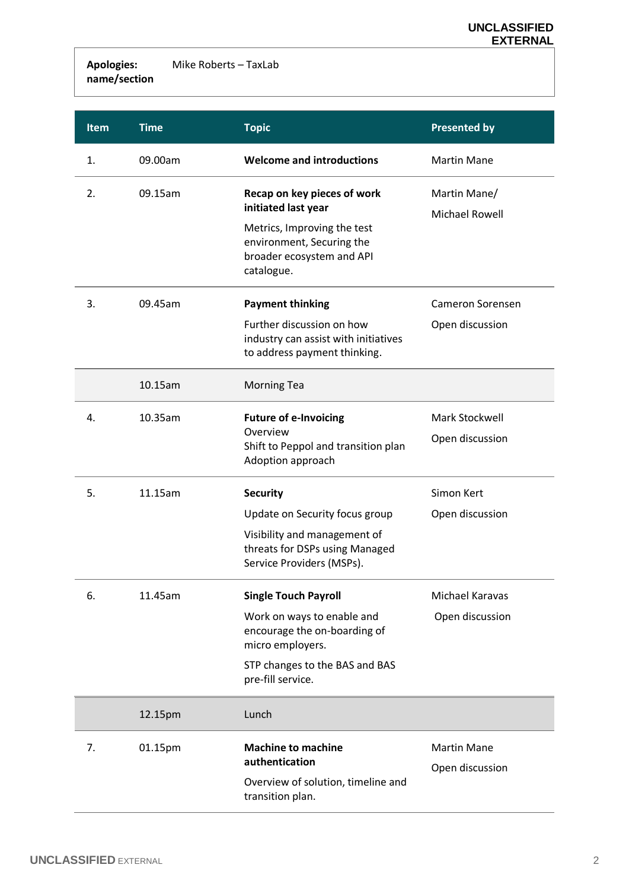| **Apologies: name/section** | Mike Roberts – TaxLab |
|---|---|

| Item | Time | Topic | Presented by |
|---|---|---|---|
| 1. | 09.00am | **Welcome and introductions** | Martin Mane |
| 2. | 09.15am | **Recap on key pieces of work initiated last year**<br>Metrics, Improving the test environment, Securing the broader ecosystem and API catalogue. | Martin Mane/<br>Michael Rowell |
| 3. | 09.45am | **Payment thinking**<br>Further discussion on how industry can assist with initiatives to address payment thinking. | Cameron Sorensen<br>Open discussion |
| | 10.15am | Morning Tea | |
| 4. | 10.35am | **Future of e-Invoicing**<br>Overview<br>Shift to Peppol and transition plan<br>Adoption approach | Mark Stockwell<br>Open discussion |
| 5. | 11.15am | **Security**<br>Update on Security focus group<br>Visibility and management of threats for DSPs using Managed Service Providers (MSPs). | Simon Kert<br>Open discussion |
| 6. | 11.45am | **Single Touch Payroll**<br>Work on ways to enable and encourage the on-boarding of micro employers.<br>STP changes to the BAS and BAS pre-fill service. | Michael Karavas<br>Open discussion |
| | 12.15pm | Lunch | |
| 7. | 01.15pm | **Machine to machine authentication**<br>Overview of solution, timeline and transition plan. | Martin Mane<br>Open discussion |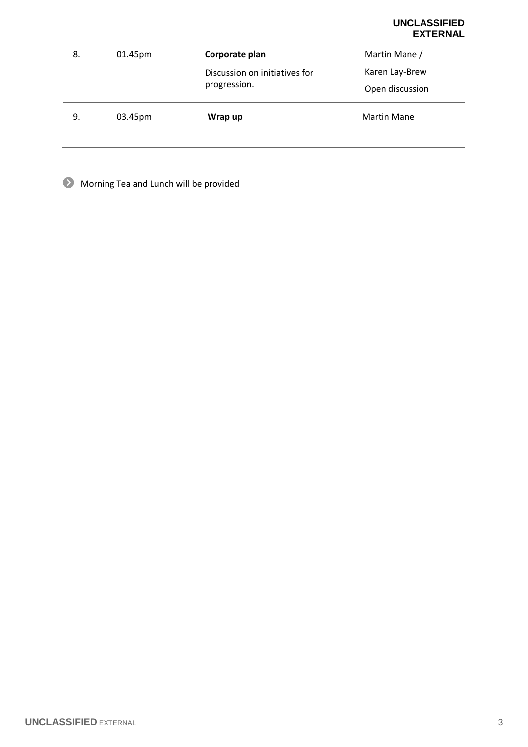| | | | |
|---|---|---|---|
| 8. | 01.45pm | **Corporate plan**<br>Discussion on initiatives for progression. | Martin Mane /<br>Karen Lay-Brew<br>Open discussion |
| 9. | 03.45pm | **Wrap up** | Martin Mane |

- Morning Tea and Lunch will be provided